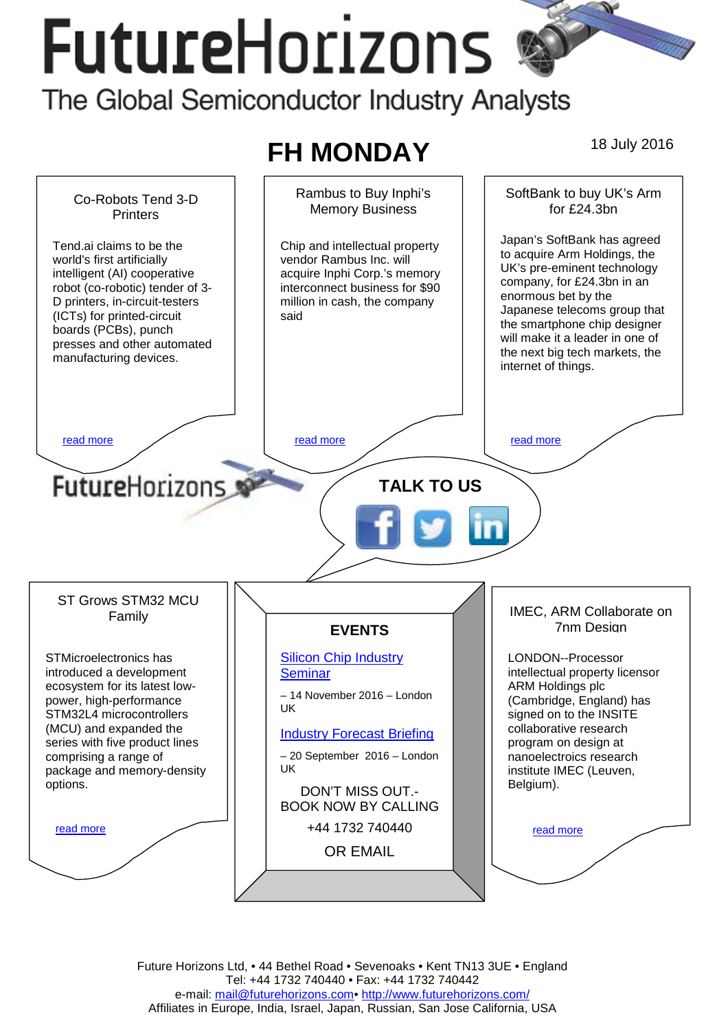# FutureHorizons

The Global Semiconductor Industry Analysts

## FH MONDAY

18 July 2016

### Co-Robots Tend 3-D Printers

Tend.ai claims to be the world's first artificially intelligent (AI) cooperative robot (co-robotic) tender of 3-D printers, in-circuit-testers (ICTs) for printed-circuit boards (PCBs), punch presses and other automated manufacturing devices.

[read more]

### Rambus to Buy Inphi's Memory Business

Chip and intellectual property vendor Rambus Inc. will acquire Inphi Corp.'s memory interconnect business for $90 million in cash, the company said

[read more]

### SoftBank to buy UK's Arm for £24.3bn

Japan's SoftBank has agreed to acquire Arm Holdings, the UK's pre-eminent technology company, for £24.3bn in an enormous bet by the Japanese telecoms group that the smartphone chip designer will make it a leader in one of the next big tech markets, the internet of things.

[read more]

FutureHorizons

**TALK TO US**

### ST Grows STM32 MCU Family

STMicroelectronics has introduced a development ecosystem for its latest low-power, high-performance STM32L4 microcontrollers (MCU) and expanded the series with five product lines comprising a range of package and memory-density options.

[read more]

### EVENTS

[Silicon Chip Industry Seminar]

– 14 November 2016 – London UK

[Industry Forecast Briefing]

– 20 September 2016 – London UK

DON'T MISS OUT.- BOOK NOW BY CALLING

+44 1732 740440

OR EMAIL

### IMEC, ARM Collaborate on 7nm Design

LONDON--Processor intellectual property licensor ARM Holdings plc (Cambridge, England) has signed on to the INSITE collaborative research program on design at nanoelectroics research institute IMEC (Leuven, Belgium).

[read more]

Future Horizons Ltd, • 44 Bethel Road • Sevenoaks • Kent TN13 3UE • England
Tel: +44 1732 740440 • Fax: +44 1732 740442
e-mail: mail@futurehorizons.com• http://www.futurehorizons.com/
Affiliates in Europe, India, Israel, Japan, Russian, San Jose California, USA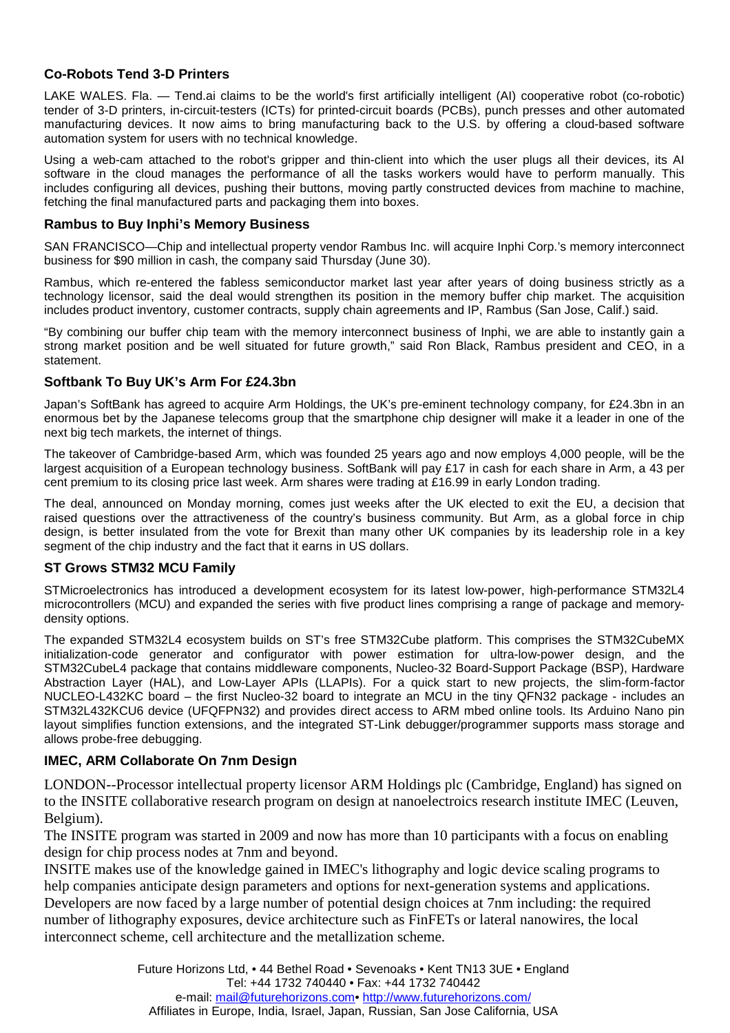### Co-Robots Tend 3-D Printers

LAKE WALES. Fla. — Tend.ai claims to be the world's first artificially intelligent (AI) cooperative robot (co-robotic) tender of 3-D printers, in-circuit-testers (ICTs) for printed-circuit boards (PCBs), punch presses and other automated manufacturing devices. It now aims to bring manufacturing back to the U.S. by offering a cloud-based software automation system for users with no technical knowledge.

Using a web-cam attached to the robot's gripper and thin-client into which the user plugs all their devices, its AI software in the cloud manages the performance of all the tasks workers would have to perform manually. This includes configuring all devices, pushing their buttons, moving partly constructed devices from machine to machine, fetching the final manufactured parts and packaging them into boxes.

### Rambus to Buy Inphi's Memory Business

SAN FRANCISCO—Chip and intellectual property vendor Rambus Inc. will acquire Inphi Corp.'s memory interconnect business for $90 million in cash, the company said Thursday (June 30).

Rambus, which re-entered the fabless semiconductor market last year after years of doing business strictly as a technology licensor, said the deal would strengthen its position in the memory buffer chip market. The acquisition includes product inventory, customer contracts, supply chain agreements and IP, Rambus (San Jose, Calif.) said.

"By combining our buffer chip team with the memory interconnect business of Inphi, we are able to instantly gain a strong market position and be well situated for future growth," said Ron Black, Rambus president and CEO, in a statement.

### Softbank To Buy UK's Arm For £24.3bn

Japan's SoftBank has agreed to acquire Arm Holdings, the UK's pre-eminent technology company, for £24.3bn in an enormous bet by the Japanese telecoms group that the smartphone chip designer will make it a leader in one of the next big tech markets, the internet of things.

The takeover of Cambridge-based Arm, which was founded 25 years ago and now employs 4,000 people, will be the largest acquisition of a European technology business. SoftBank will pay £17 in cash for each share in Arm, a 43 per cent premium to its closing price last week. Arm shares were trading at £16.99 in early London trading.

The deal, announced on Monday morning, comes just weeks after the UK elected to exit the EU, a decision that raised questions over the attractiveness of the country's business community. But Arm, as a global force in chip design, is better insulated from the vote for Brexit than many other UK companies by its leadership role in a key segment of the chip industry and the fact that it earns in US dollars.

### ST Grows STM32 MCU Family

STMicroelectronics has introduced a development ecosystem for its latest low-power, high-performance STM32L4 microcontrollers (MCU) and expanded the series with five product lines comprising a range of package and memory-density options.

The expanded STM32L4 ecosystem builds on ST's free STM32Cube platform. This comprises the STM32CubeMX initialization-code generator and configurator with power estimation for ultra-low-power design, and the STM32CubeL4 package that contains middleware components, Nucleo-32 Board-Support Package (BSP), Hardware Abstraction Layer (HAL), and Low-Layer APIs (LLAPIs). For a quick start to new projects, the slim-form-factor NUCLEO-L432KC board – the first Nucleo-32 board to integrate an MCU in the tiny QFN32 package - includes an STM32L432KCU6 device (UFQFPN32) and provides direct access to ARM mbed online tools. Its Arduino Nano pin layout simplifies function extensions, and the integrated ST-Link debugger/programmer supports mass storage and allows probe-free debugging.

### IMEC, ARM Collaborate On 7nm Design

LONDON--Processor intellectual property licensor ARM Holdings plc (Cambridge, England) has signed on to the INSITE collaborative research program on design at nanoelectroics research institute IMEC (Leuven, Belgium).

The INSITE program was started in 2009 and now has more than 10 participants with a focus on enabling design for chip process nodes at 7nm and beyond.

INSITE makes use of the knowledge gained in IMEC's lithography and logic device scaling programs to help companies anticipate design parameters and options for next-generation systems and applications. Developers are now faced by a large number of potential design choices at 7nm including: the required number of lithography exposures, device architecture such as FinFETs or lateral nanowires, the local interconnect scheme, cell architecture and the metallization scheme.